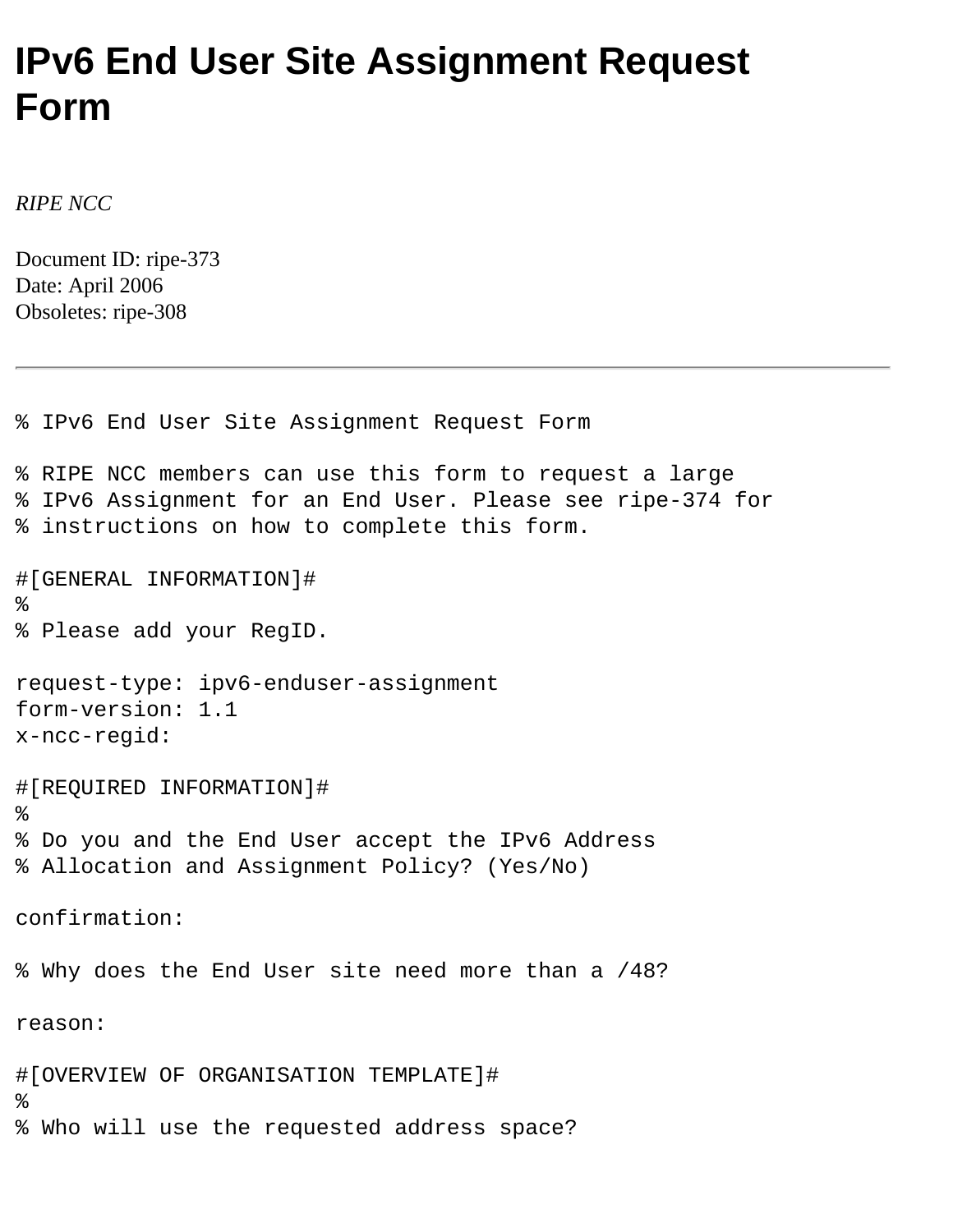# IPv6 End User Site Assignment Request Form

*RIPE NCC*

Document ID: ripe-373
Date: April 2006
Obsoletes: ripe-308

---

```
% IPv6 End User Site Assignment Request Form

% RIPE NCC members can use this form to request a large
% IPv6 Assignment for an End User. Please see ripe-374 for
% instructions on how to complete this form.

#[GENERAL INFORMATION]#
%
% Please add your RegID.

request-type: ipv6-enduser-assignment
form-version: 1.1
x-ncc-regid:

#[REQUIRED INFORMATION]#
%
% Do you and the End User accept the IPv6 Address
% Allocation and Assignment Policy? (Yes/No)

confirmation:

% Why does the End User site need more than a /48?

reason:

#[OVERVIEW OF ORGANISATION TEMPLATE]#
%
% Who will use the requested address space?
```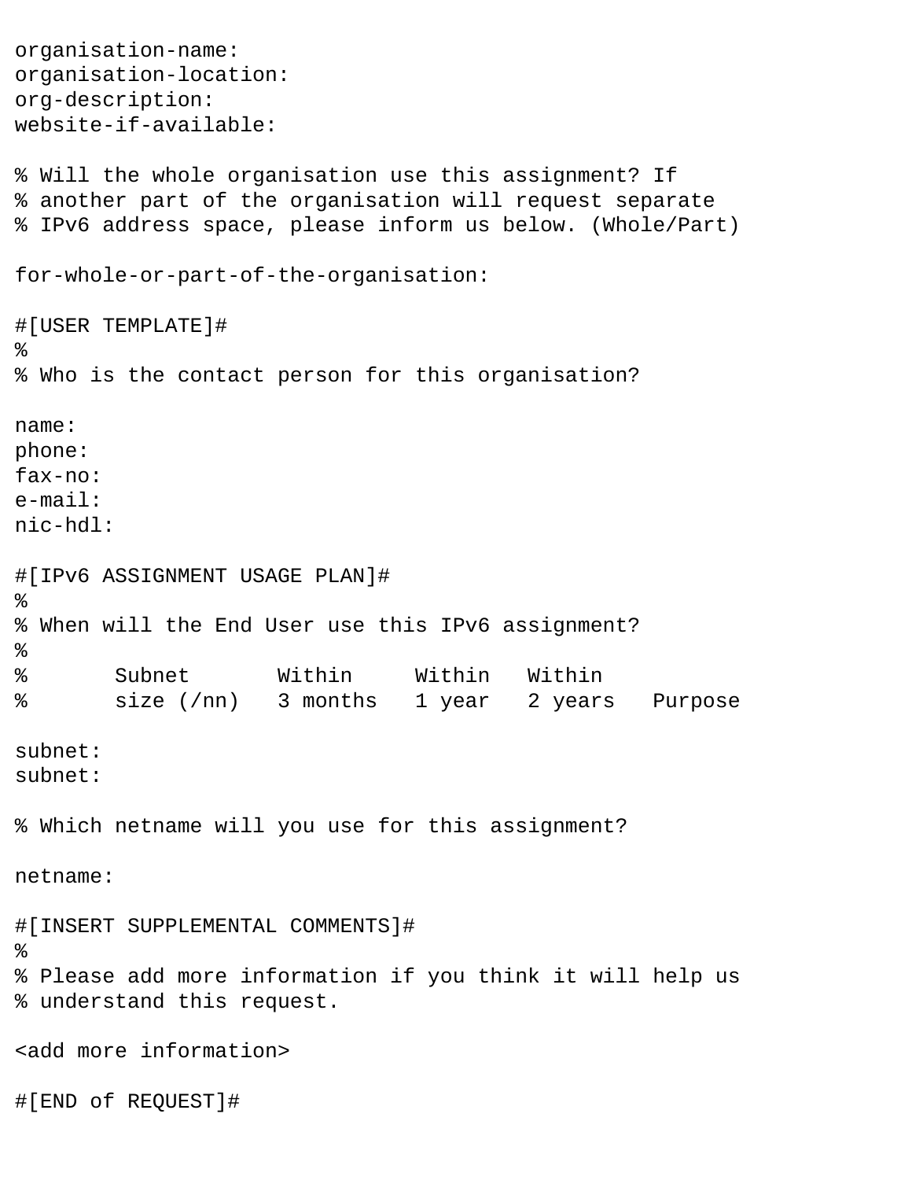```
organisation-name:
organisation-location:
org-description:
website-if-available:

% Will the whole organisation use this assignment? If
% another part of the organisation will request separate
% IPv6 address space, please inform us below. (Whole/Part)

for-whole-or-part-of-the-organisation:

#[USER TEMPLATE]#
%
% Who is the contact person for this organisation?

name:
phone:
fax-no:
e-mail:
nic-hdl:

#[IPv6 ASSIGNMENT USAGE PLAN]#
%
% When will the End User use this IPv6 assignment?
%
%       Subnet       Within     Within   Within
%       size (/nn)   3 months   1 year   2 years   Purpose

subnet:
subnet:

% Which netname will you use for this assignment?

netname:

#[INSERT SUPPLEMENTAL COMMENTS]#
%
% Please add more information if you think it will help us
% understand this request.

<add more information>

#[END of REQUEST]#
```